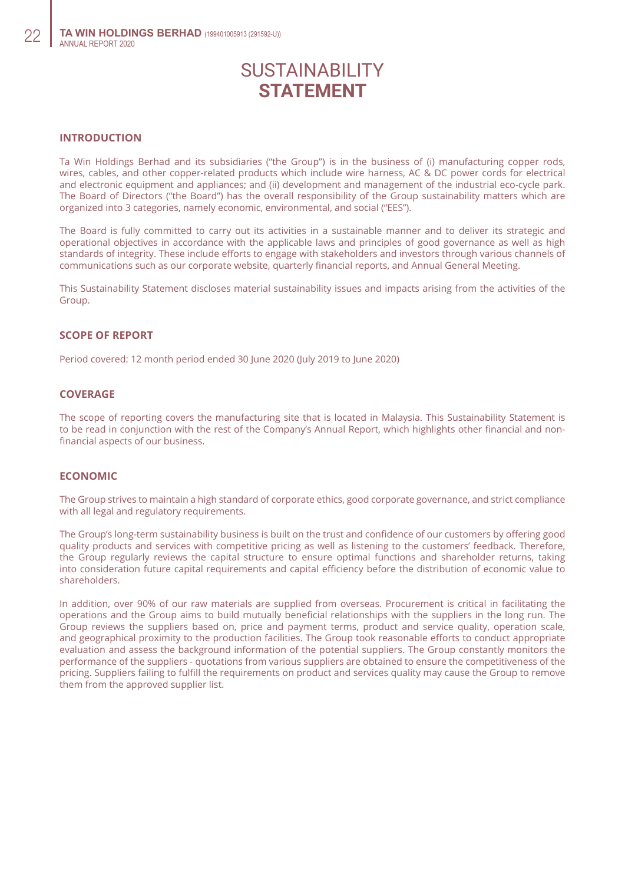# SUSTAINABILITY STATEMENT

## INTRODUCTION

Ta Win Holdings Berhad and its subsidiaries ("the Group") is in the business of (i) manufacturing copper rods, wires, cables, and other copper-related products which include wire harness, AC & DC power cords for electrical and electronic equipment and appliances; and (ii) development and management of the industrial eco-cycle park. The Board of Directors ("the Board") has the overall responsibility of the Group sustainability matters which are organized into 3 categories, namely economic, environmental, and social ("EES").

The Board is fully committed to carry out its activities in a sustainable manner and to deliver its strategic and operational objectives in accordance with the applicable laws and principles of good governance as well as high standards of integrity. These include efforts to engage with stakeholders and investors through various channels of communications such as our corporate website, quarterly financial reports, and Annual General Meeting.

This Sustainability Statement discloses material sustainability issues and impacts arising from the activities of the Group.

## SCOPE OF REPORT

Period covered: 12 month period ended 30 June 2020 (July 2019 to June 2020)

## COVERAGE

The scope of reporting covers the manufacturing site that is located in Malaysia. This Sustainability Statement is to be read in conjunction with the rest of the Company's Annual Report, which highlights other financial and non-financial aspects of our business.

## ECONOMIC

The Group strives to maintain a high standard of corporate ethics, good corporate governance, and strict compliance with all legal and regulatory requirements.

The Group's long-term sustainability business is built on the trust and confidence of our customers by offering good quality products and services with competitive pricing as well as listening to the customers' feedback. Therefore, the Group regularly reviews the capital structure to ensure optimal functions and shareholder returns, taking into consideration future capital requirements and capital efficiency before the distribution of economic value to shareholders.

In addition, over 90% of our raw materials are supplied from overseas. Procurement is critical in facilitating the operations and the Group aims to build mutually beneficial relationships with the suppliers in the long run. The Group reviews the suppliers based on, price and payment terms, product and service quality, operation scale, and geographical proximity to the production facilities. The Group took reasonable efforts to conduct appropriate evaluation and assess the background information of the potential suppliers. The Group constantly monitors the performance of the suppliers - quotations from various suppliers are obtained to ensure the competitiveness of the pricing. Suppliers failing to fulfill the requirements on product and services quality may cause the Group to remove them from the approved supplier list.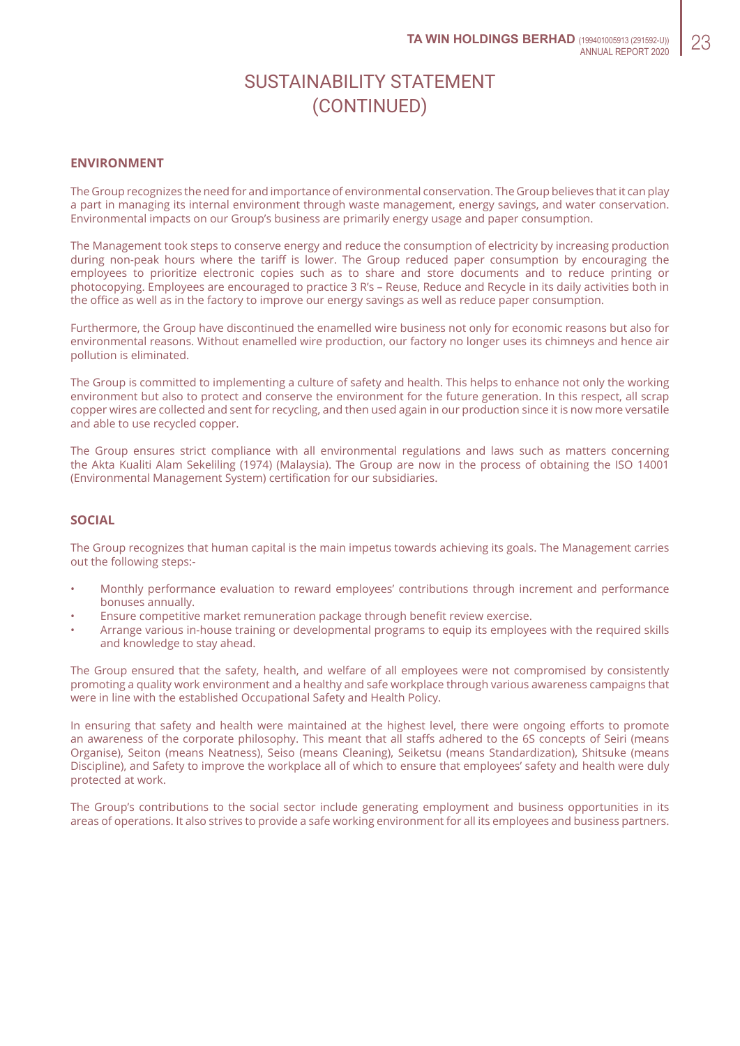# SUSTAINABILITY STATEMENT (CONTINUED)

## ENVIRONMENT

The Group recognizes the need for and importance of environmental conservation. The Group believes that it can play a part in managing its internal environment through waste management, energy savings, and water conservation. Environmental impacts on our Group's business are primarily energy usage and paper consumption.

The Management took steps to conserve energy and reduce the consumption of electricity by increasing production during non-peak hours where the tariff is lower. The Group reduced paper consumption by encouraging the employees to prioritize electronic copies such as to share and store documents and to reduce printing or photocopying. Employees are encouraged to practice 3 R's – Reuse, Reduce and Recycle in its daily activities both in the office as well as in the factory to improve our energy savings as well as reduce paper consumption.

Furthermore, the Group have discontinued the enamelled wire business not only for economic reasons but also for environmental reasons. Without enamelled wire production, our factory no longer uses its chimneys and hence air pollution is eliminated.

The Group is committed to implementing a culture of safety and health. This helps to enhance not only the working environment but also to protect and conserve the environment for the future generation. In this respect, all scrap copper wires are collected and sent for recycling, and then used again in our production since it is now more versatile and able to use recycled copper.

The Group ensures strict compliance with all environmental regulations and laws such as matters concerning the Akta Kualiti Alam Sekeliling (1974) (Malaysia). The Group are now in the process of obtaining the ISO 14001 (Environmental Management System) certification for our subsidiaries.

## SOCIAL

The Group recognizes that human capital is the main impetus towards achieving its goals. The Management carries out the following steps:-

- Monthly performance evaluation to reward employees' contributions through increment and performance bonuses annually.
- Ensure competitive market remuneration package through benefit review exercise.
- Arrange various in-house training or developmental programs to equip its employees with the required skills and knowledge to stay ahead.

The Group ensured that the safety, health, and welfare of all employees were not compromised by consistently promoting a quality work environment and a healthy and safe workplace through various awareness campaigns that were in line with the established Occupational Safety and Health Policy.

In ensuring that safety and health were maintained at the highest level, there were ongoing efforts to promote an awareness of the corporate philosophy. This meant that all staffs adhered to the 6S concepts of Seiri (means Organise), Seiton (means Neatness), Seiso (means Cleaning), Seiketsu (means Standardization), Shitsuke (means Discipline), and Safety to improve the workplace all of which to ensure that employees' safety and health were duly protected at work.

The Group's contributions to the social sector include generating employment and business opportunities in its areas of operations. It also strives to provide a safe working environment for all its employees and business partners.